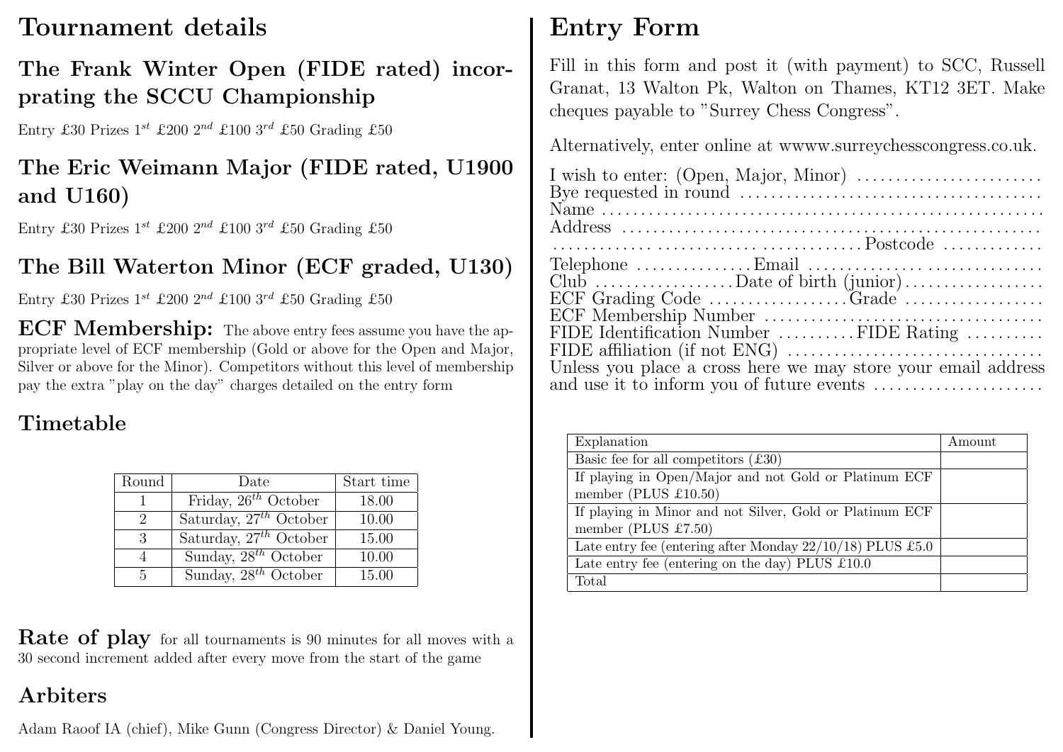# Tournament details

## The Frank Winter Open (FIDE rated) incorprating the SCCU Championship

Entry £30 Prizes 1$^{st}$ £200 2$^{nd}$ £100 3$^{rd}$ £50 Grading £50

## The Eric Weimann Major (FIDE rated, U1900 and U160)

Entry £30 Prizes 1$^{st}$ £200 2$^{nd}$ £100 3$^{rd}$ £50 Grading £50

## The Bill Waterton Minor (ECF graded, U130)

Entry £30 Prizes 1$^{st}$ £200 2$^{nd}$ £100 3$^{rd}$ £50 Grading £50

**ECF Membership:** The above entry fees assume you have the appropriate level of ECF membership (Gold or above for the Open and Major, Silver or above for the Minor). Competitors without this level of membership pay the extra "play on the day" charges detailed on the entry form

## Timetable

| Round | Date | Start time |
|---|---|---|
| 1 | Friday, 26$^{th}$ October | 18.00 |
| 2 | Saturday, 27$^{th}$ October | 10.00 |
| 3 | Saturday, 27$^{th}$ October | 15.00 |
| 4 | Sunday, 28$^{th}$ October | 10.00 |
| 5 | Sunday, 28$^{th}$ October | 15.00 |

**Rate of play** for all tournaments is 90 minutes for all moves with a 30 second increment added after every move from the start of the game

## Arbiters

Adam Raoof IA (chief), Mike Gunn (Congress Director) & Daniel Young.

# Entry Form

Fill in this form and post it (with payment) to SCC, Russell Granat, 13 Walton Pk, Walton on Thames, KT12 3ET. Make cheques payable to "Surrey Chess Congress".

Alternatively, enter online at wwww.surreychesscongress.co.uk.

I wish to enter: (Open, Major, Minor) ........................
Bye requested in round ........................................
Name ..........................................................
Address .......................................................
.......................................... Postcode .............
Telephone ............... Email ................................
Club .................. Date of birth (junior) ..................
ECF Grading Code .................. Grade ..................
ECF Membership Number ....................................
FIDE Identification Number .......... FIDE Rating ..........
FIDE affiliation (if not ENG) ................................
Unless you place a cross here we may store your email address and use it to inform you of future events ......................

| Explanation | Amount |
|---|---|
| Basic fee for all competitors (£30) | |
| If playing in Open/Major and not Gold or Platinum ECF member (PLUS £10.50) | |
| If playing in Minor and not Silver, Gold or Platinum ECF member (PLUS £7.50) | |
| Late entry fee (entering after Monday 22/10/18) PLUS £5.0 | |
| Late entry fee (entering on the day) PLUS £10.0 | |
| Total | |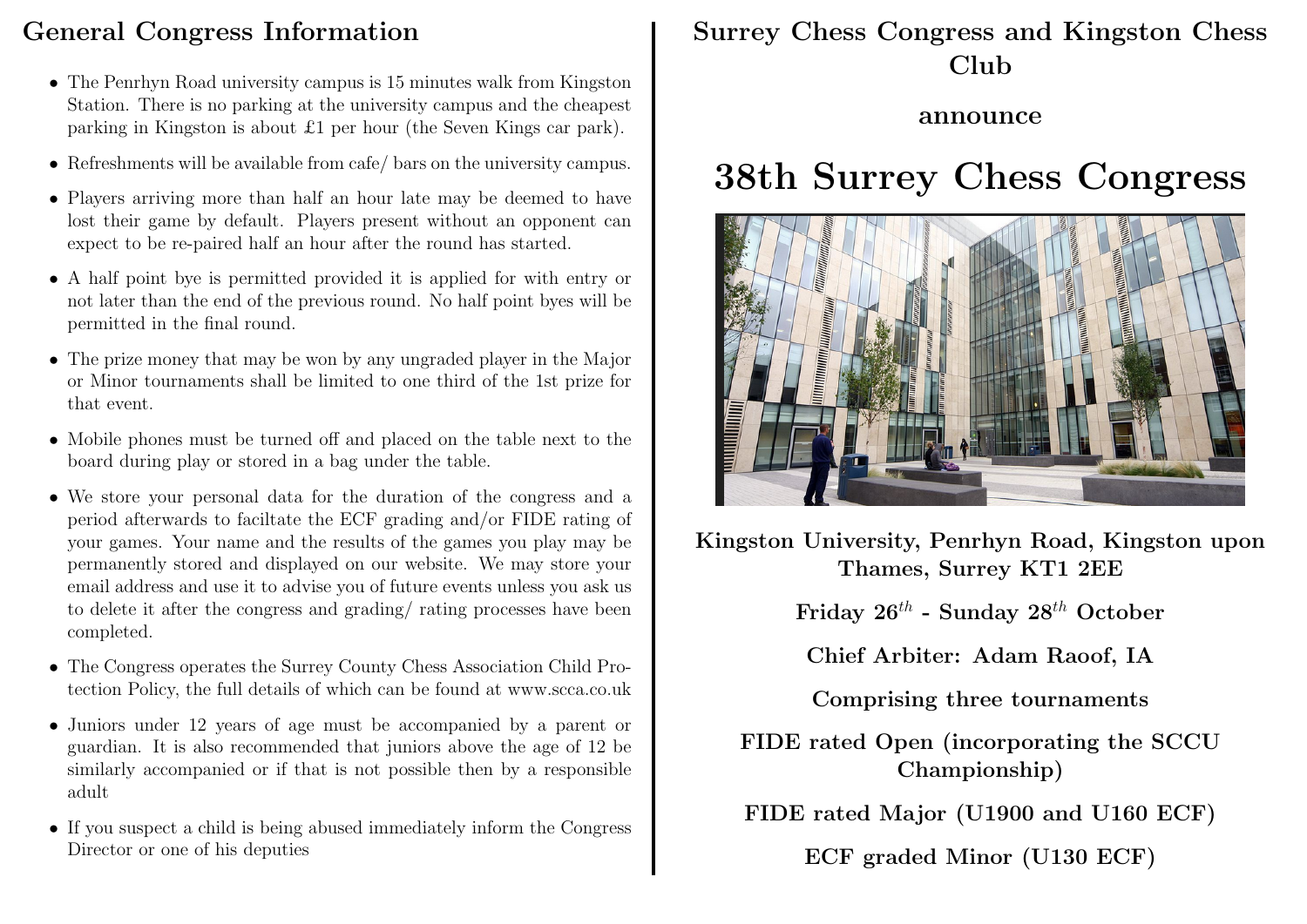## General Congress Information

- The Penrhyn Road university campus is 15 minutes walk from Kingston Station. There is no parking at the university campus and the cheapest parking in Kingston is about £1 per hour (the Seven Kings car park).
- Refreshments will be available from cafe/ bars on the university campus.
- Players arriving more than half an hour late may be deemed to have lost their game by default. Players present without an opponent can expect to be re-paired half an hour after the round has started.
- A half point bye is permitted provided it is applied for with entry or not later than the end of the previous round. No half point byes will be permitted in the final round.
- The prize money that may be won by any ungraded player in the Major or Minor tournaments shall be limited to one third of the 1st prize for that event.
- Mobile phones must be turned off and placed on the table next to the board during play or stored in a bag under the table.
- We store your personal data for the duration of the congress and a period afterwards to faciltate the ECF grading and/or FIDE rating of your games. Your name and the results of the games you play may be permanently stored and displayed on our website. We may store your email address and use it to advise you of future events unless you ask us to delete it after the congress and grading/ rating processes have been completed.
- The Congress operates the Surrey County Chess Association Child Protection Policy, the full details of which can be found at www.scca.co.uk
- Juniors under 12 years of age must be accompanied by a parent or guardian. It is also recommended that juniors above the age of 12 be similarly accompanied or if that is not possible then by a responsible adult
- If you suspect a child is being abused immediately inform the Congress Director or one of his deputies

**Surrey Chess Congress and Kingston Chess Club**

**announce**

# 38th Surrey Chess Congress

**Kingston University, Penrhyn Road, Kingston upon Thames, Surrey KT1 2EE**

**Friday 26$^{th}$ - Sunday 28$^{th}$ October**

**Chief Arbiter: Adam Raoof, IA**

**Comprising three tournaments**

**FIDE rated Open (incorporating the SCCU Championship)**

**FIDE rated Major (U1900 and U160 ECF)**

**ECF graded Minor (U130 ECF)**